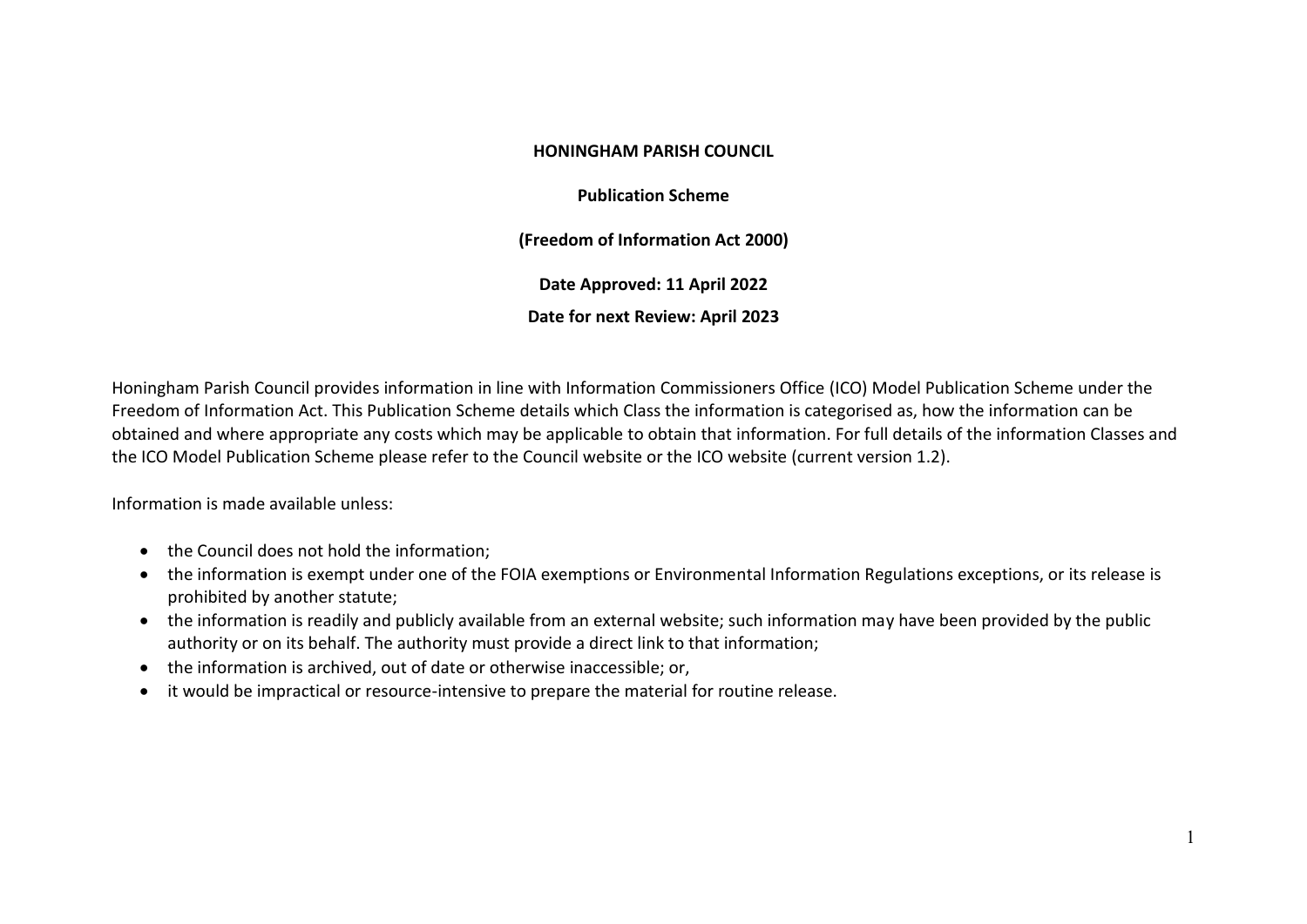# HONINGHAM PARISH COUNCIL

## Publication Scheme

**(Freedom of Information Act 2000)**

**Date Approved: 11 April 2022**

**Date for next Review: April 2023**

Honingham Parish Council provides information in line with Information Commissioners Office (ICO) Model Publication Scheme under the Freedom of Information Act. This Publication Scheme details which Class the information is categorised as, how the information can be obtained and where appropriate any costs which may be applicable to obtain that information. For full details of the information Classes and the ICO Model Publication Scheme please refer to the Council website or the ICO website (current version 1.2).

Information is made available unless:

- the Council does not hold the information;
- the information is exempt under one of the FOIA exemptions or Environmental Information Regulations exceptions, or its release is prohibited by another statute;
- the information is readily and publicly available from an external website; such information may have been provided by the public authority or on its behalf. The authority must provide a direct link to that information;
- the information is archived, out of date or otherwise inaccessible; or,
- it would be impractical or resource-intensive to prepare the material for routine release.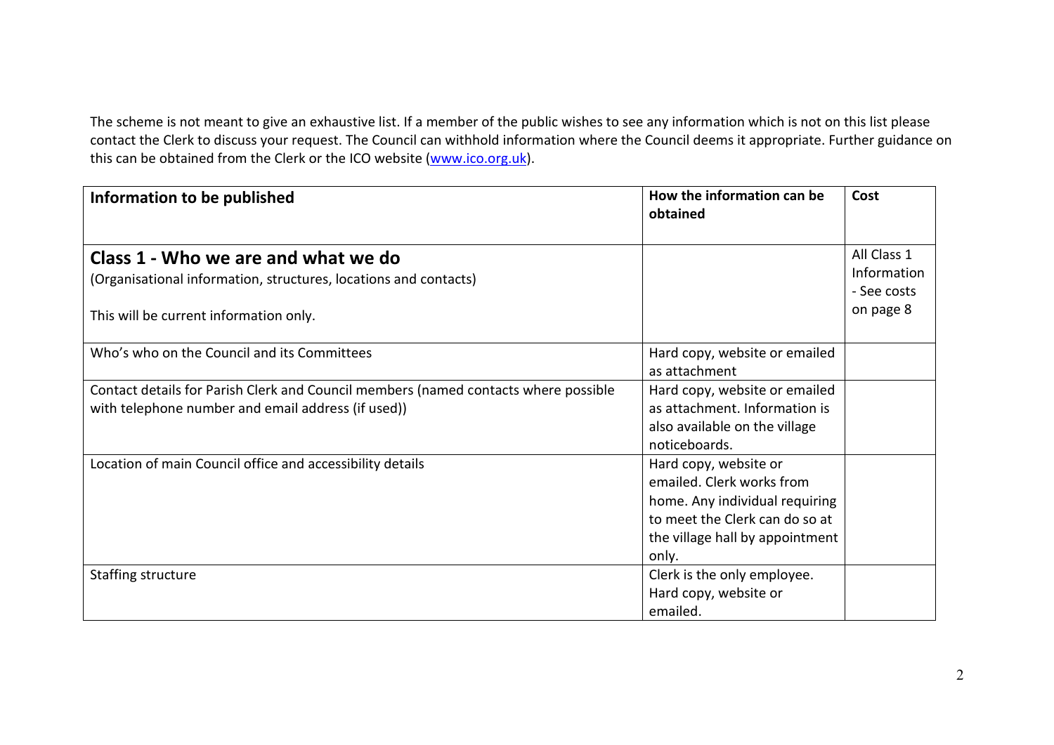The scheme is not meant to give an exhaustive list. If a member of the public wishes to see any information which is not on this list please contact the Clerk to discuss your request. The Council can withhold information where the Council deems it appropriate. Further guidance on this can be obtained from the Clerk or the ICO website (www.ico.org.uk).

| Information to be published | How the information can be obtained | Cost |
| --- | --- | --- |
| **Class 1 - Who we are and what we do**<br>(Organisational information, structures, locations and contacts)<br><br>This will be current information only. | | All Class 1 Information - See costs on page 8 |
| Who's who on the Council and its Committees | Hard copy, website or emailed as attachment | |
| Contact details for Parish Clerk and Council members (named contacts where possible with telephone number and email address (if used)) | Hard copy, website or emailed as attachment. Information is also available on the village noticeboards. | |
| Location of main Council office and accessibility details | Hard copy, website or emailed. Clerk works from home. Any individual requiring to meet the Clerk can do so at the village hall by appointment only. | |
| Staffing structure | Clerk is the only employee. Hard copy, website or emailed. | |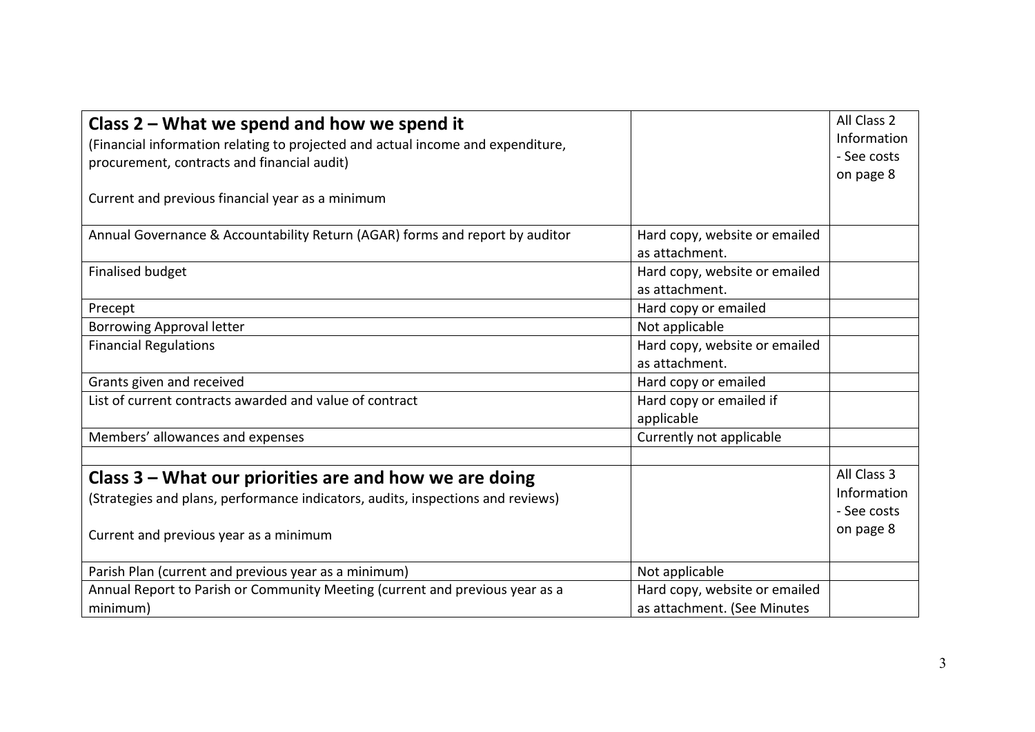| **Class 2 – What we spend and how we spend it**<br>(Financial information relating to projected and actual income and expenditure, procurement, contracts and financial audit)<br><br>Current and previous financial year as a minimum | | All Class 2 Information - See costs on page 8 |
|---|---|---|
| Annual Governance & Accountability Return (AGAR) forms and report by auditor | Hard copy, website or emailed as attachment. | |
| Finalised budget | Hard copy, website or emailed as attachment. | |
| Precept | Hard copy or emailed | |
| Borrowing Approval letter | Not applicable | |
| Financial Regulations | Hard copy, website or emailed as attachment. | |
| Grants given and received | Hard copy or emailed | |
| List of current contracts awarded and value of contract | Hard copy or emailed if applicable | |
| Members' allowances and expenses | Currently not applicable | |
| | | |
| **Class 3 – What our priorities are and how we are doing**<br>(Strategies and plans, performance indicators, audits, inspections and reviews)<br><br>Current and previous year as a minimum | | All Class 3 Information - See costs on page 8 |
| Parish Plan (current and previous year as a minimum) | Not applicable | |
| Annual Report to Parish or Community Meeting (current and previous year as a minimum) | Hard copy, website or emailed as attachment. (See Minutes | |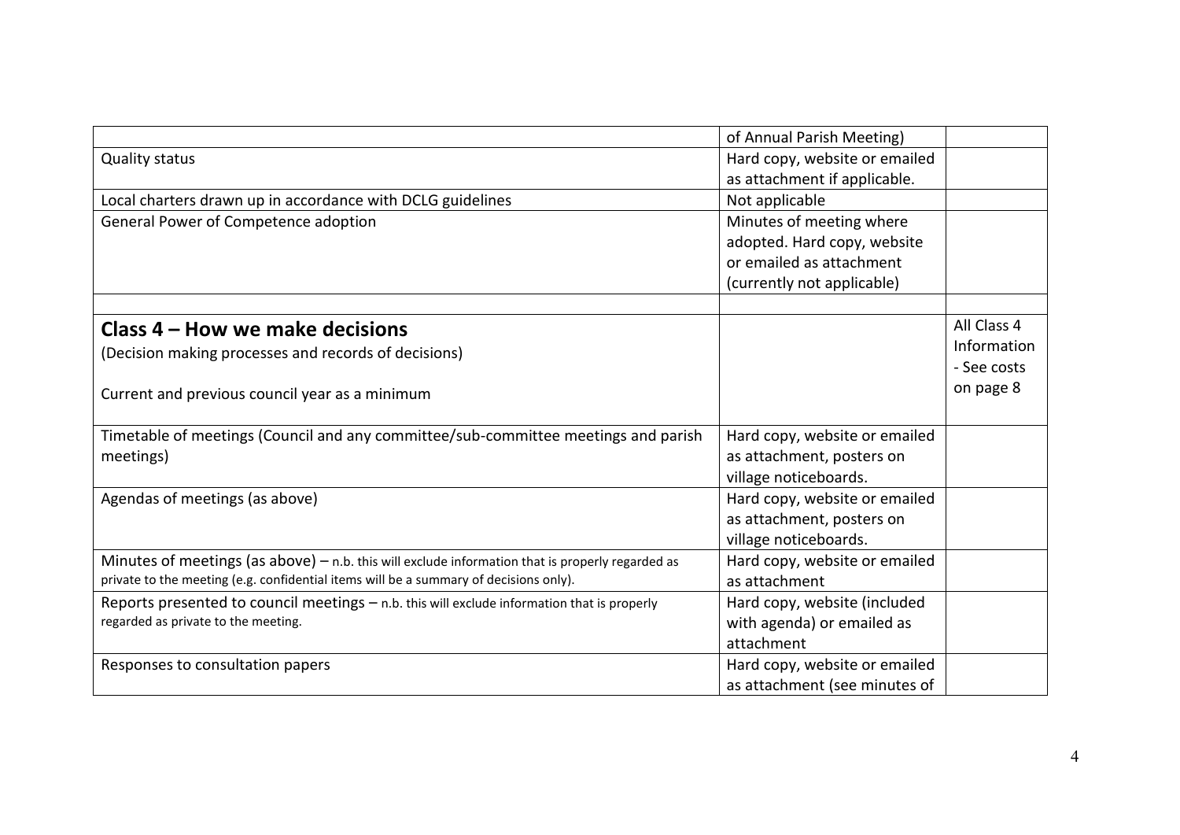| | | |
|---|---|---|
| | of Annual Parish Meeting) | |
| Quality status | Hard copy, website or emailed as attachment if applicable. | |
| Local charters drawn up in accordance with DCLG guidelines | Not applicable | |
| General Power of Competence adoption | Minutes of meeting where adopted. Hard copy, website or emailed as attachment (currently not applicable) | |
| | | |
| **Class 4 – How we make decisions**<br>(Decision making processes and records of decisions)<br><br>Current and previous council year as a minimum | | All Class 4 Information - See costs on page 8 |
| Timetable of meetings (Council and any committee/sub-committee meetings and parish meetings) | Hard copy, website or emailed as attachment, posters on village noticeboards. | |
| Agendas of meetings (as above) | Hard copy, website or emailed as attachment, posters on village noticeboards. | |
| Minutes of meetings (as above) – n.b. this will exclude information that is properly regarded as private to the meeting (e.g. confidential items will be a summary of decisions only). | Hard copy, website or emailed as attachment | |
| Reports presented to council meetings – n.b. this will exclude information that is properly regarded as private to the meeting. | Hard copy, website (included with agenda) or emailed as attachment | |
| Responses to consultation papers | Hard copy, website or emailed as attachment (see minutes of | |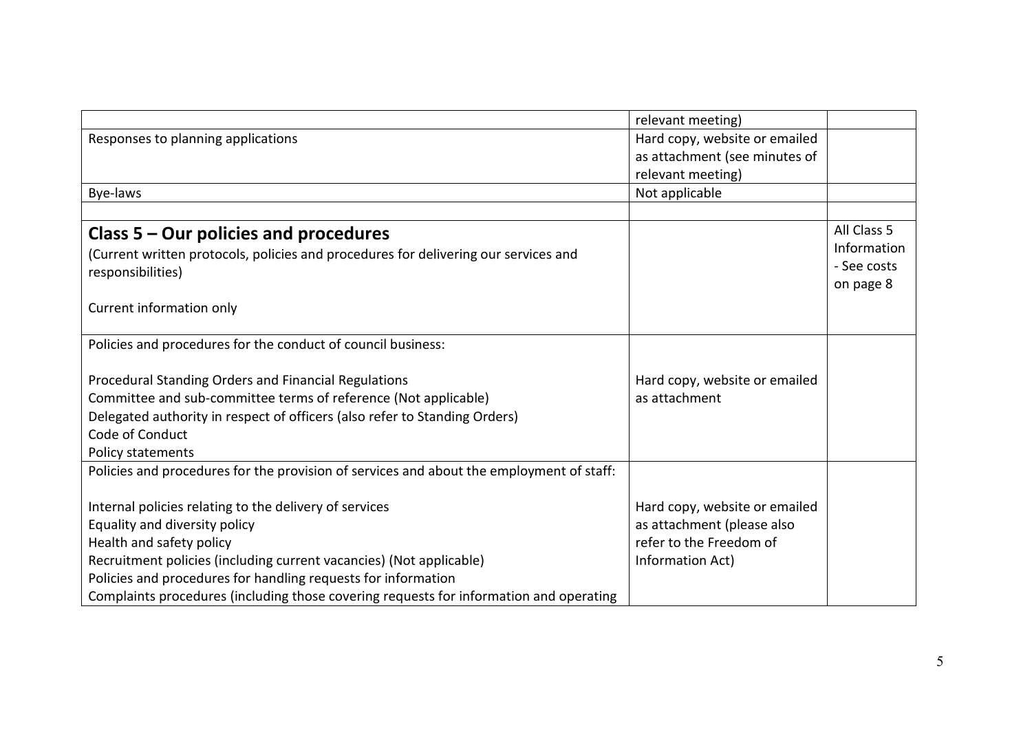| | | |
|---|---|---|
| | relevant meeting) | |
| Responses to planning applications | Hard copy, website or emailed as attachment (see minutes of relevant meeting) | |
| Bye-laws | Not applicable | |
| | | |
| **Class 5 – Our policies and procedures**<br>(Current written protocols, policies and procedures for delivering our services and responsibilities)<br><br>Current information only | | All Class 5 Information - See costs on page 8 |
| Policies and procedures for the conduct of council business:<br><br>Procedural Standing Orders and Financial Regulations<br>Committee and sub-committee terms of reference (Not applicable)<br>Delegated authority in respect of officers (also refer to Standing Orders)<br>Code of Conduct<br>Policy statements | Hard copy, website or emailed as attachment | |
| Policies and procedures for the provision of services and about the employment of staff:<br><br>Internal policies relating to the delivery of services<br>Equality and diversity policy<br>Health and safety policy<br>Recruitment policies (including current vacancies) (Not applicable)<br>Policies and procedures for handling requests for information<br>Complaints procedures (including those covering requests for information and operating | Hard copy, website or emailed as attachment (please also refer to the Freedom of Information Act) | |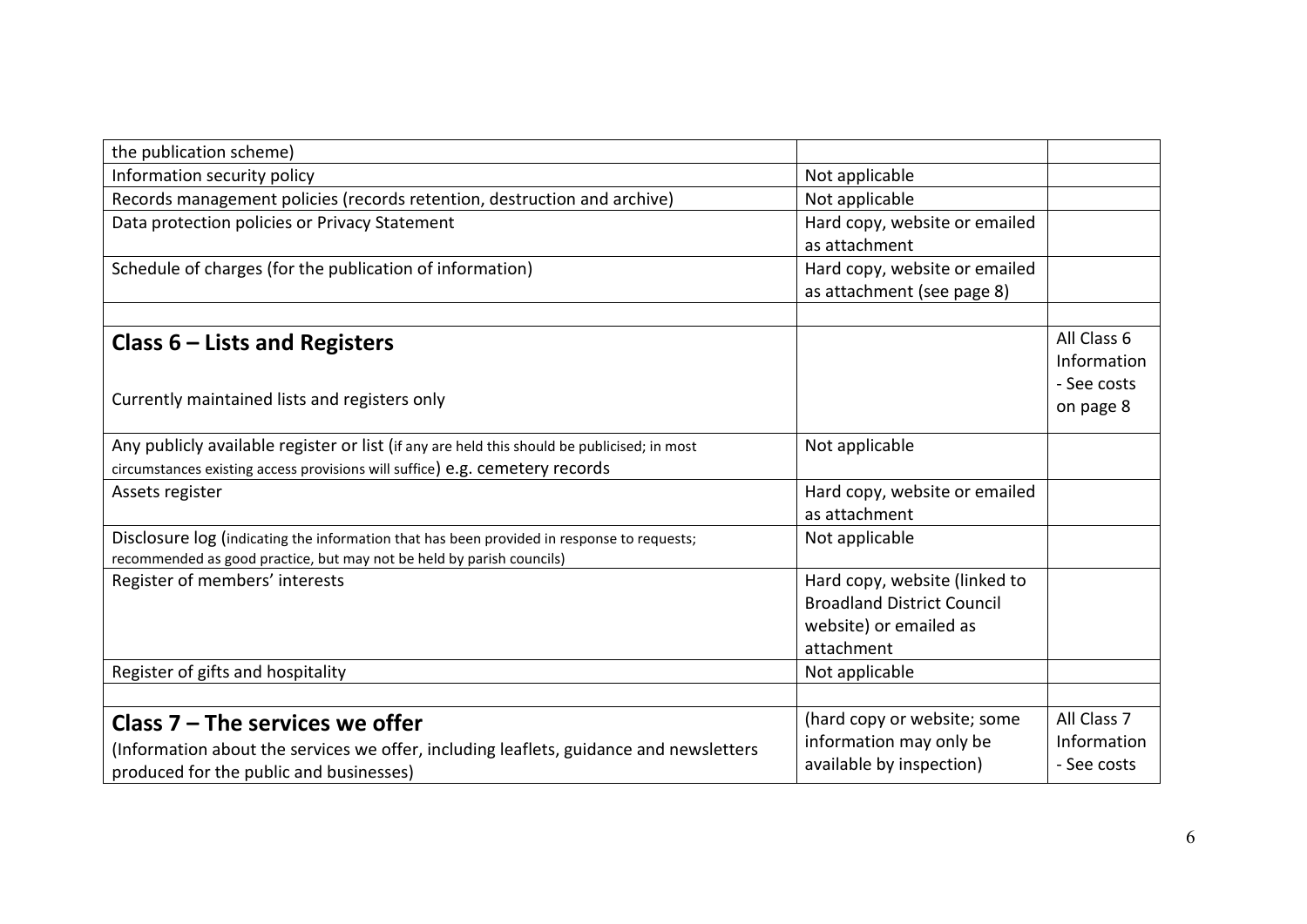| the publication scheme) | | |
|---|---|---|
| Information security policy | Not applicable | |
| Records management policies (records retention, destruction and archive) | Not applicable | |
| Data protection policies or Privacy Statement | Hard copy, website or emailed as attachment | |
| Schedule of charges (for the publication of information) | Hard copy, website or emailed as attachment (see page 8) | |
| | | |
| **Class 6 – Lists and Registers**<br><br>Currently maintained lists and registers only | | All Class 6 Information - See costs on page 8 |
| Any publicly available register or list (if any are held this should be publicised; in most circumstances existing access provisions will suffice) e.g. cemetery records | Not applicable | |
| Assets register | Hard copy, website or emailed as attachment | |
| Disclosure log (indicating the information that has been provided in response to requests; recommended as good practice, but may not be held by parish councils) | Not applicable | |
| Register of members' interests | Hard copy, website (linked to Broadland District Council website) or emailed as attachment | |
| Register of gifts and hospitality | Not applicable | |
| | | |
| **Class 7 – The services we offer**<br>(Information about the services we offer, including leaflets, guidance and newsletters produced for the public and businesses) | (hard copy or website; some information may only be available by inspection) | All Class 7 Information - See costs |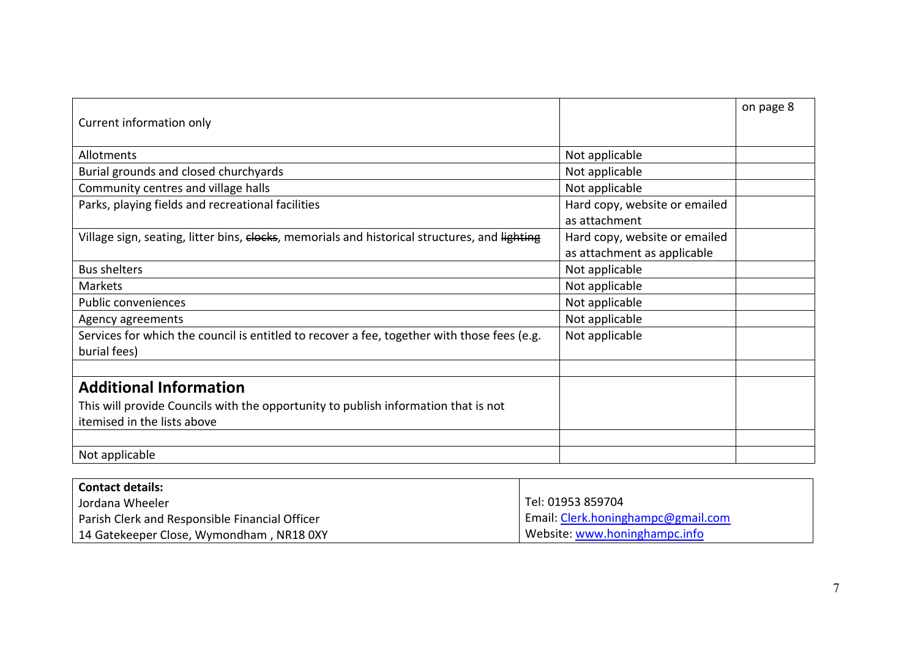| Current information only | | on page 8 |
|---|---|---|
| Allotments | Not applicable | |
| Burial grounds and closed churchyards | Not applicable | |
| Community centres and village halls | Not applicable | |
| Parks, playing fields and recreational facilities | Hard copy, website or emailed as attachment | |
| Village sign, seating, litter bins, ~~clocks~~, memorials and historical structures, and ~~lighting~~ | Hard copy, website or emailed as attachment as applicable | |
| Bus shelters | Not applicable | |
| Markets | Not applicable | |
| Public conveniences | Not applicable | |
| Agency agreements | Not applicable | |
| Services for which the council is entitled to recover a fee, together with those fees (e.g. burial fees) | Not applicable | |
| | | |
| **Additional Information** This will provide Councils with the opportunity to publish information that is not itemised in the lists above | | |
| | | |
| Not applicable | | |

| **Contact details:** Jordana Wheeler Parish Clerk and Responsible Financial Officer 14 Gatekeeper Close, Wymondham , NR18 0XY | Tel: 01953 859704 Email: Clerk.honinghampc@gmail.com Website: www.honinghampc.info |
|---|---|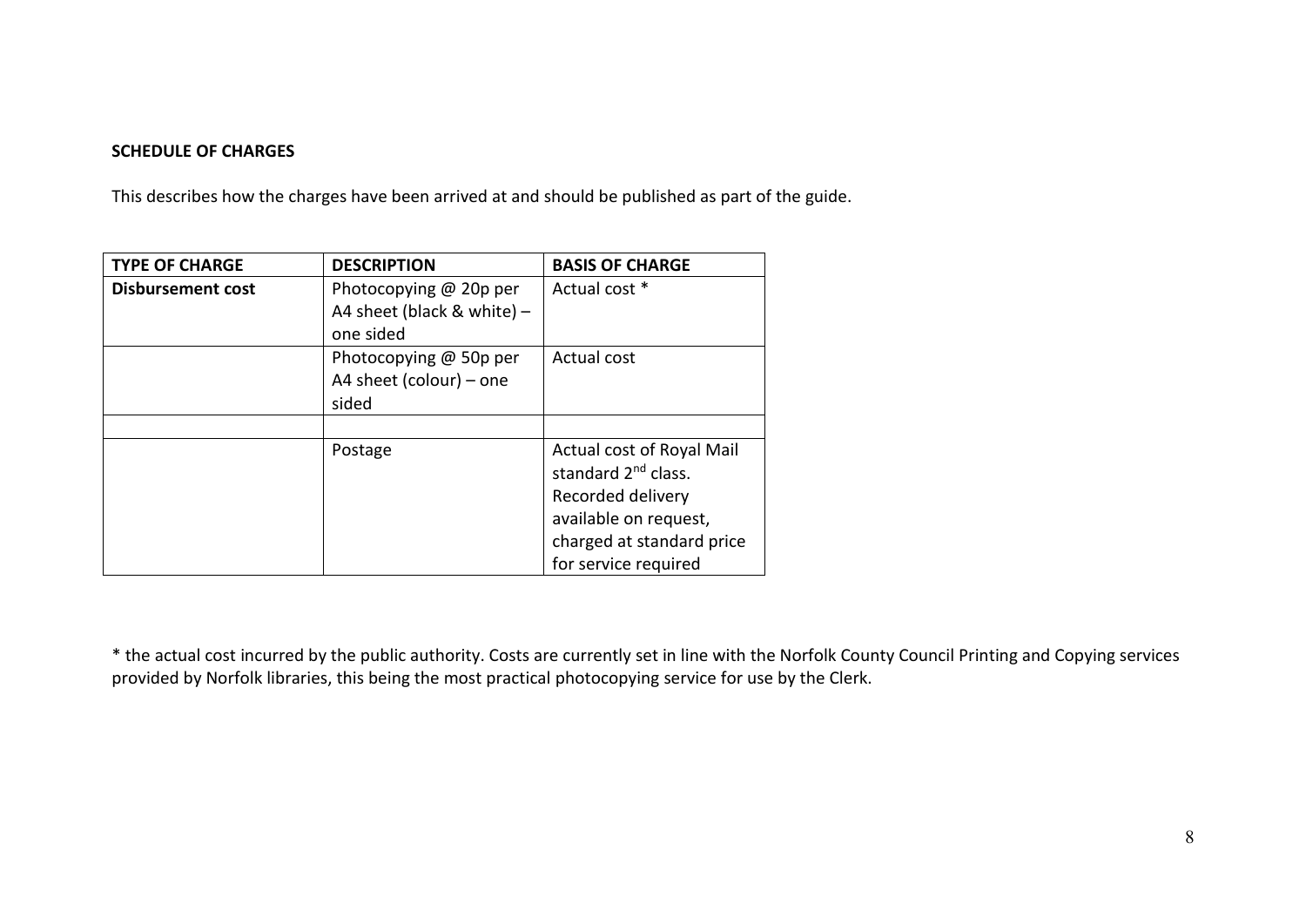**SCHEDULE OF CHARGES**

This describes how the charges have been arrived at and should be published as part of the guide.

| TYPE OF CHARGE | DESCRIPTION | BASIS OF CHARGE |
|---|---|---|
| **Disbursement cost** | Photocopying @ 20p per A4 sheet (black & white) – one sided | Actual cost * |
| | Photocopying @ 50p per A4 sheet (colour) – one sided | Actual cost |
| | | |
| | Postage | Actual cost of Royal Mail standard 2nd class. Recorded delivery available on request, charged at standard price for service required |

* the actual cost incurred by the public authority. Costs are currently set in line with the Norfolk County Council Printing and Copying services provided by Norfolk libraries, this being the most practical photocopying service for use by the Clerk.